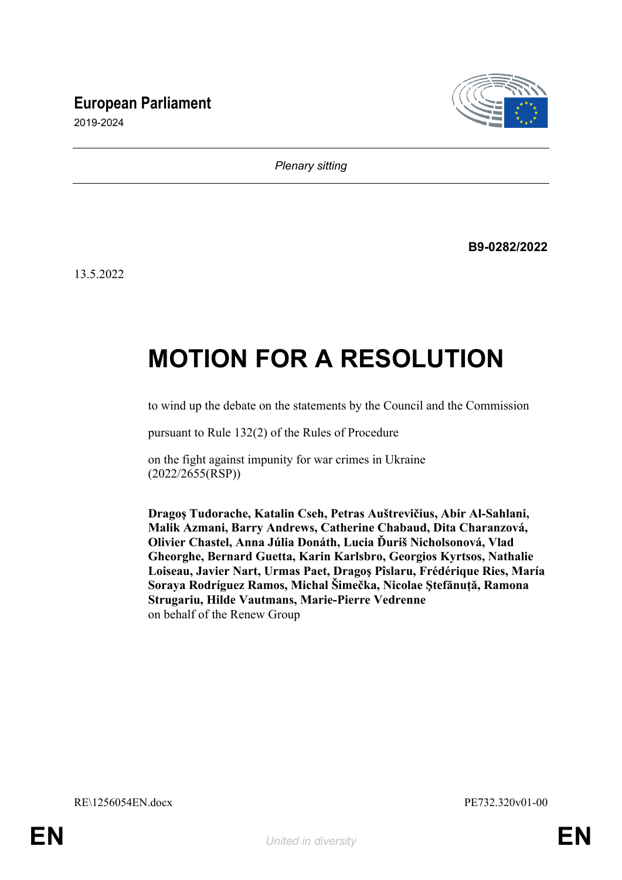**European Parliament**

2019-2024

*Plenary sitting*

**B9-0282/2022**

13.5.2022

# MOTION FOR A RESOLUTION

to wind up the debate on the statements by the Council and the Commission

pursuant to Rule 132(2) of the Rules of Procedure

on the fight against impunity for war crimes in Ukraine
(2022/2655(RSP))

**Dragoş Tudorache, Katalin Cseh, Petras Auštrevičius, Abir Al-Sahlani, Malik Azmani, Barry Andrews, Catherine Chabaud, Dita Charanzová, Olivier Chastel, Anna Júlia Donáth, Lucia Ďuriš Nicholsonová, Vlad Gheorghe, Bernard Guetta, Karin Karlsbro, Georgios Kyrtsos, Nathalie Loiseau, Javier Nart, Urmas Paet, Dragoş Pîslaru, Frédérique Ries, María Soraya Rodríguez Ramos, Michal Šimečka, Nicolae Ştefănuță, Ramona Strugariu, Hilde Vautmans, Marie-Pierre Vedrenne**
on behalf of the Renew Group

RE\1256054EN.docx PE732.320v01-00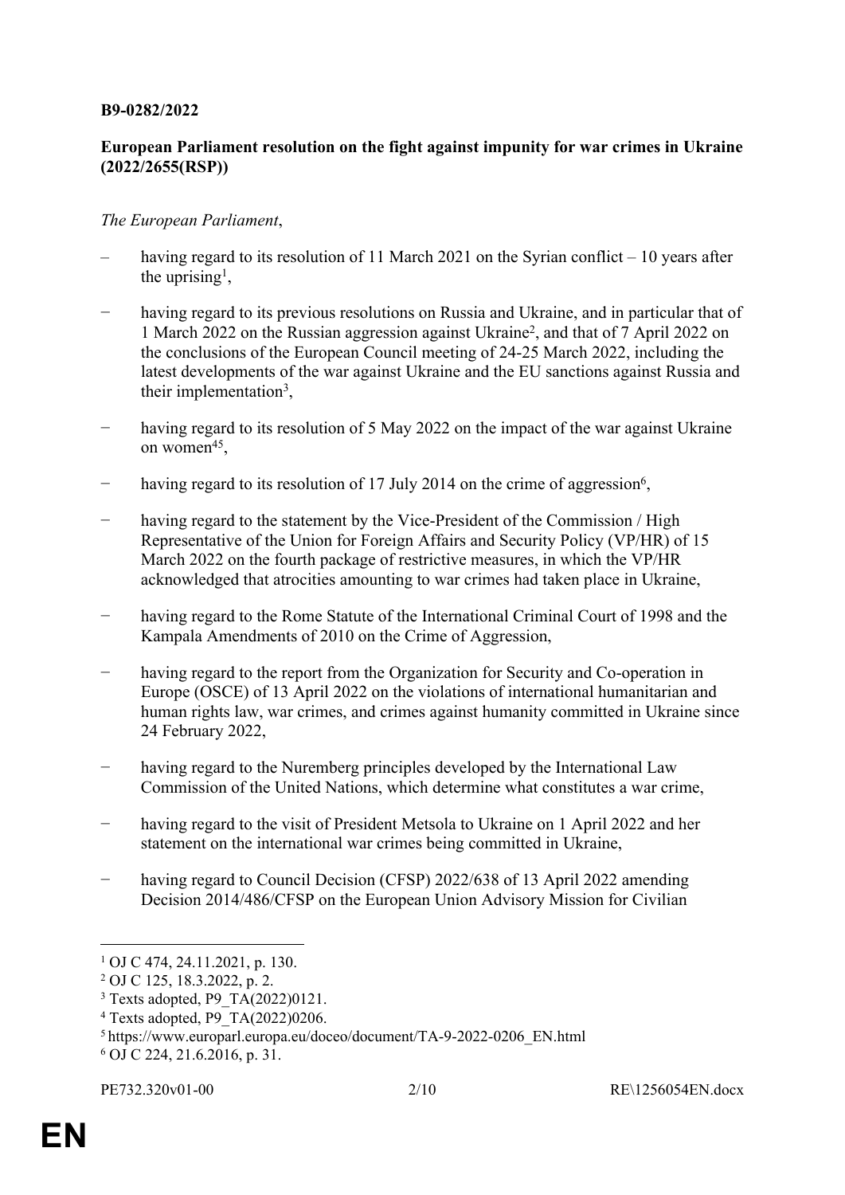**B9-0282/2022**

**European Parliament resolution on the fight against impunity for war crimes in Ukraine (2022/2655(RSP))**

*The European Parliament*,

– having regard to its resolution of 11 March 2021 on the Syrian conflict – 10 years after the uprising[1],

− having regard to its previous resolutions on Russia and Ukraine, and in particular that of 1 March 2022 on the Russian aggression against Ukraine[2], and that of 7 April 2022 on the conclusions of the European Council meeting of 24-25 March 2022, including the latest developments of the war against Ukraine and the EU sanctions against Russia and their implementation[3],

− having regard to its resolution of 5 May 2022 on the impact of the war against Ukraine on women[4][5],

− having regard to its resolution of 17 July 2014 on the crime of aggression[6],

− having regard to the statement by the Vice-President of the Commission / High Representative of the Union for Foreign Affairs and Security Policy (VP/HR) of 15 March 2022 on the fourth package of restrictive measures, in which the VP/HR acknowledged that atrocities amounting to war crimes had taken place in Ukraine,

− having regard to the Rome Statute of the International Criminal Court of 1998 and the Kampala Amendments of 2010 on the Crime of Aggression,

− having regard to the report from the Organization for Security and Co-operation in Europe (OSCE) of 13 April 2022 on the violations of international humanitarian and human rights law, war crimes, and crimes against humanity committed in Ukraine since 24 February 2022,

− having regard to the Nuremberg principles developed by the International Law Commission of the United Nations, which determine what constitutes a war crime,

− having regard to the visit of President Metsola to Ukraine on 1 April 2022 and her statement on the international war crimes being committed in Ukraine,

− having regard to Council Decision (CFSP) 2022/638 of 13 April 2022 amending Decision 2014/486/CFSP on the European Union Advisory Mission for Civilian

---

[1] OJ C 474, 24.11.2021, p. 130.
[2] OJ C 125, 18.3.2022, p. 2.
[3] Texts adopted, P9_TA(2022)0121.
[4] Texts adopted, P9_TA(2022)0206.
[5] https://www.europarl.europa.eu/doceo/document/TA-9-2022-0206_EN.html
[6] OJ C 224, 21.6.2016, p. 31.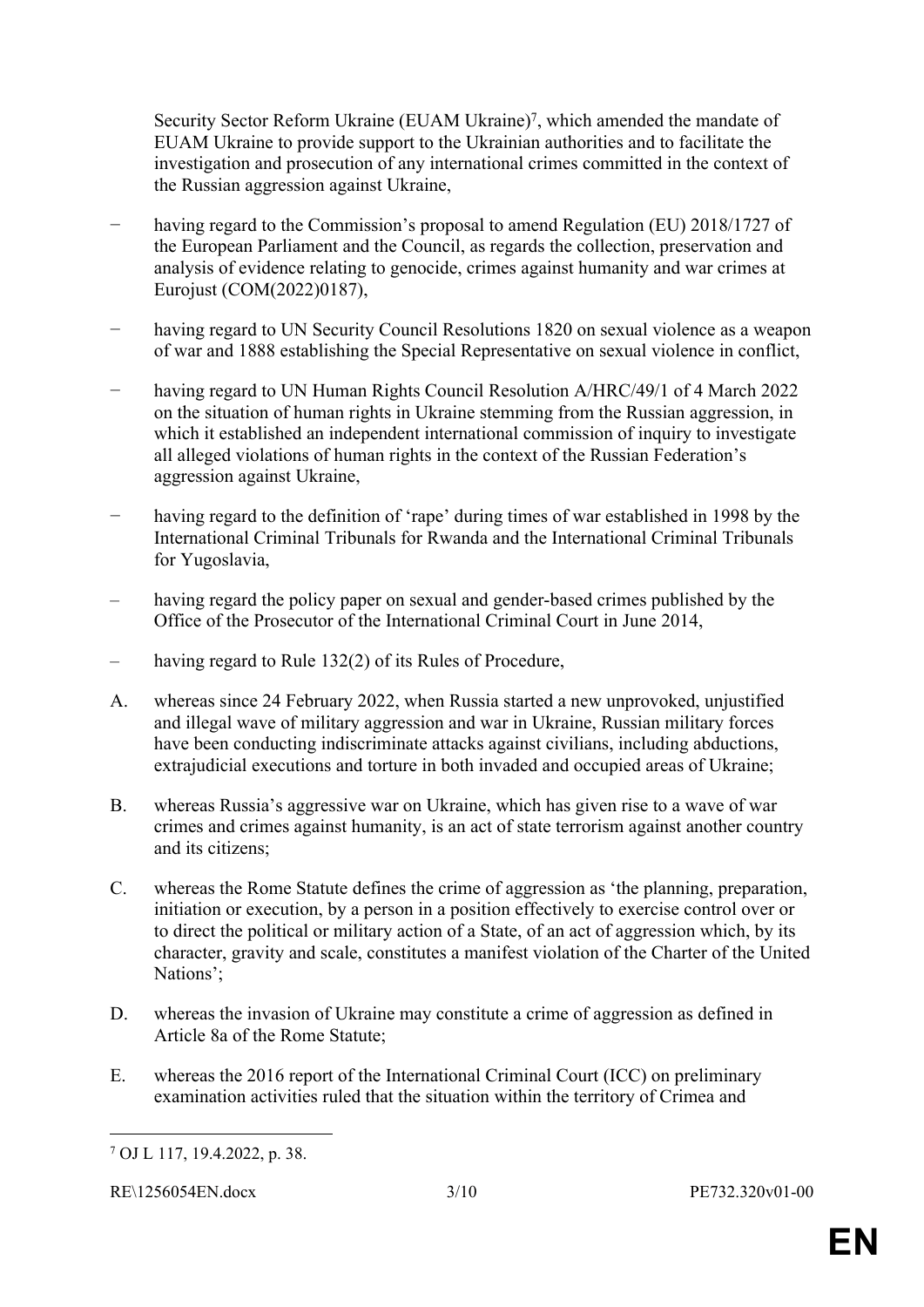Security Sector Reform Ukraine (EUAM Ukraine)[7], which amended the mandate of EUAM Ukraine to provide support to the Ukrainian authorities and to facilitate the investigation and prosecution of any international crimes committed in the context of the Russian aggression against Ukraine,

− having regard to the Commission's proposal to amend Regulation (EU) 2018/1727 of the European Parliament and the Council, as regards the collection, preservation and analysis of evidence relating to genocide, crimes against humanity and war crimes at Eurojust (COM(2022)0187),

− having regard to UN Security Council Resolutions 1820 on sexual violence as a weapon of war and 1888 establishing the Special Representative on sexual violence in conflict,

− having regard to UN Human Rights Council Resolution A/HRC/49/1 of 4 March 2022 on the situation of human rights in Ukraine stemming from the Russian aggression, in which it established an independent international commission of inquiry to investigate all alleged violations of human rights in the context of the Russian Federation's aggression against Ukraine,

− having regard to the definition of 'rape' during times of war established in 1998 by the International Criminal Tribunals for Rwanda and the International Criminal Tribunals for Yugoslavia,

– having regard the policy paper on sexual and gender-based crimes published by the Office of the Prosecutor of the International Criminal Court in June 2014,

– having regard to Rule 132(2) of its Rules of Procedure,

A. whereas since 24 February 2022, when Russia started a new unprovoked, unjustified and illegal wave of military aggression and war in Ukraine, Russian military forces have been conducting indiscriminate attacks against civilians, including abductions, extrajudicial executions and torture in both invaded and occupied areas of Ukraine;

B. whereas Russia's aggressive war on Ukraine, which has given rise to a wave of war crimes and crimes against humanity, is an act of state terrorism against another country and its citizens;

C. whereas the Rome Statute defines the crime of aggression as 'the planning, preparation, initiation or execution, by a person in a position effectively to exercise control over or to direct the political or military action of a State, of an act of aggression which, by its character, gravity and scale, constitutes a manifest violation of the Charter of the United Nations';

D. whereas the invasion of Ukraine may constitute a crime of aggression as defined in Article 8a of the Rome Statute;

E. whereas the 2016 report of the International Criminal Court (ICC) on preliminary examination activities ruled that the situation within the territory of Crimea and

---

[7] OJ L 117, 19.4.2022, p. 38.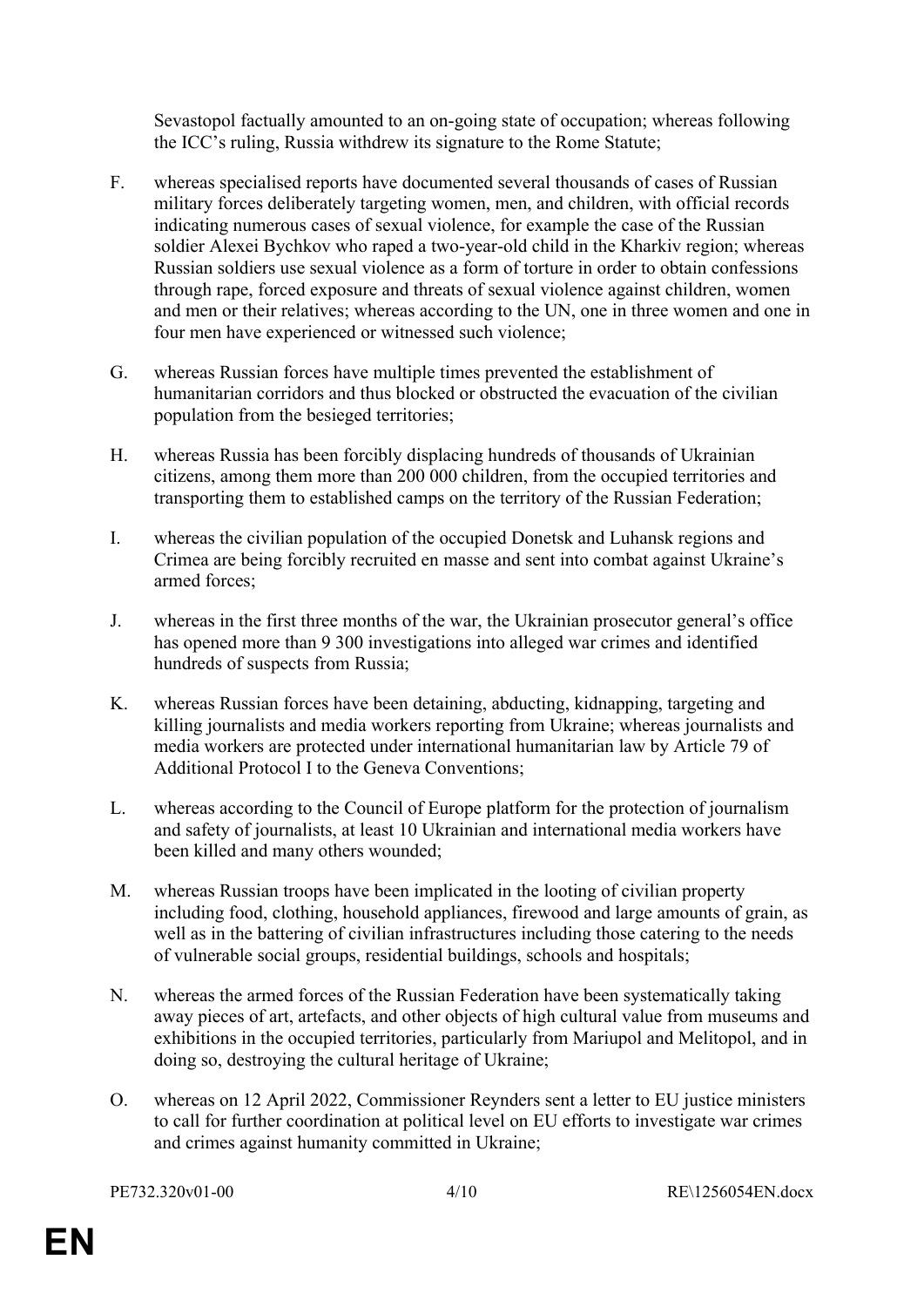Sevastopol factually amounted to an on-going state of occupation; whereas following the ICC's ruling, Russia withdrew its signature to the Rome Statute;

F. whereas specialised reports have documented several thousands of cases of Russian military forces deliberately targeting women, men, and children, with official records indicating numerous cases of sexual violence, for example the case of the Russian soldier Alexei Bychkov who raped a two-year-old child in the Kharkiv region; whereas Russian soldiers use sexual violence as a form of torture in order to obtain confessions through rape, forced exposure and threats of sexual violence against children, women and men or their relatives; whereas according to the UN, one in three women and one in four men have experienced or witnessed such violence;

G. whereas Russian forces have multiple times prevented the establishment of humanitarian corridors and thus blocked or obstructed the evacuation of the civilian population from the besieged territories;

H. whereas Russia has been forcibly displacing hundreds of thousands of Ukrainian citizens, among them more than 200 000 children, from the occupied territories and transporting them to established camps on the territory of the Russian Federation;

I. whereas the civilian population of the occupied Donetsk and Luhansk regions and Crimea are being forcibly recruited en masse and sent into combat against Ukraine's armed forces;

J. whereas in the first three months of the war, the Ukrainian prosecutor general's office has opened more than 9 300 investigations into alleged war crimes and identified hundreds of suspects from Russia;

K. whereas Russian forces have been detaining, abducting, kidnapping, targeting and killing journalists and media workers reporting from Ukraine; whereas journalists and media workers are protected under international humanitarian law by Article 79 of Additional Protocol I to the Geneva Conventions;

L. whereas according to the Council of Europe platform for the protection of journalism and safety of journalists, at least 10 Ukrainian and international media workers have been killed and many others wounded;

M. whereas Russian troops have been implicated in the looting of civilian property including food, clothing, household appliances, firewood and large amounts of grain, as well as in the battering of civilian infrastructures including those catering to the needs of vulnerable social groups, residential buildings, schools and hospitals;

N. whereas the armed forces of the Russian Federation have been systematically taking away pieces of art, artefacts, and other objects of high cultural value from museums and exhibitions in the occupied territories, particularly from Mariupol and Melitopol, and in doing so, destroying the cultural heritage of Ukraine;

O. whereas on 12 April 2022, Commissioner Reynders sent a letter to EU justice ministers to call for further coordination at political level on EU efforts to investigate war crimes and crimes against humanity committed in Ukraine;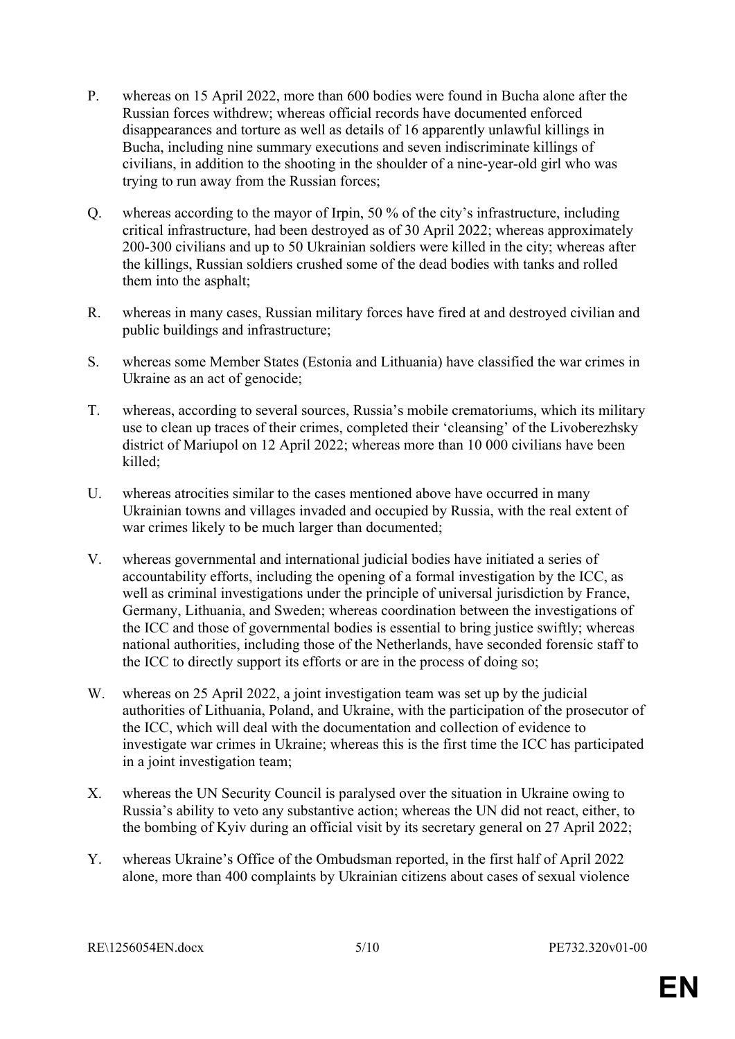P. whereas on 15 April 2022, more than 600 bodies were found in Bucha alone after the Russian forces withdrew; whereas official records have documented enforced disappearances and torture as well as details of 16 apparently unlawful killings in Bucha, including nine summary executions and seven indiscriminate killings of civilians, in addition to the shooting in the shoulder of a nine-year-old girl who was trying to run away from the Russian forces;

Q. whereas according to the mayor of Irpin, 50 % of the city's infrastructure, including critical infrastructure, had been destroyed as of 30 April 2022; whereas approximately 200-300 civilians and up to 50 Ukrainian soldiers were killed in the city; whereas after the killings, Russian soldiers crushed some of the dead bodies with tanks and rolled them into the asphalt;

R. whereas in many cases, Russian military forces have fired at and destroyed civilian and public buildings and infrastructure;

S. whereas some Member States (Estonia and Lithuania) have classified the war crimes in Ukraine as an act of genocide;

T. whereas, according to several sources, Russia's mobile crematoriums, which its military use to clean up traces of their crimes, completed their 'cleansing' of the Livoberezhsky district of Mariupol on 12 April 2022; whereas more than 10 000 civilians have been killed;

U. whereas atrocities similar to the cases mentioned above have occurred in many Ukrainian towns and villages invaded and occupied by Russia, with the real extent of war crimes likely to be much larger than documented;

V. whereas governmental and international judicial bodies have initiated a series of accountability efforts, including the opening of a formal investigation by the ICC, as well as criminal investigations under the principle of universal jurisdiction by France, Germany, Lithuania, and Sweden; whereas coordination between the investigations of the ICC and those of governmental bodies is essential to bring justice swiftly; whereas national authorities, including those of the Netherlands, have seconded forensic staff to the ICC to directly support its efforts or are in the process of doing so;

W. whereas on 25 April 2022, a joint investigation team was set up by the judicial authorities of Lithuania, Poland, and Ukraine, with the participation of the prosecutor of the ICC, which will deal with the documentation and collection of evidence to investigate war crimes in Ukraine; whereas this is the first time the ICC has participated in a joint investigation team;

X. whereas the UN Security Council is paralysed over the situation in Ukraine owing to Russia's ability to veto any substantive action; whereas the UN did not react, either, to the bombing of Kyiv during an official visit by its secretary general on 27 April 2022;

Y. whereas Ukraine's Office of the Ombudsman reported, in the first half of April 2022 alone, more than 400 complaints by Ukrainian citizens about cases of sexual violence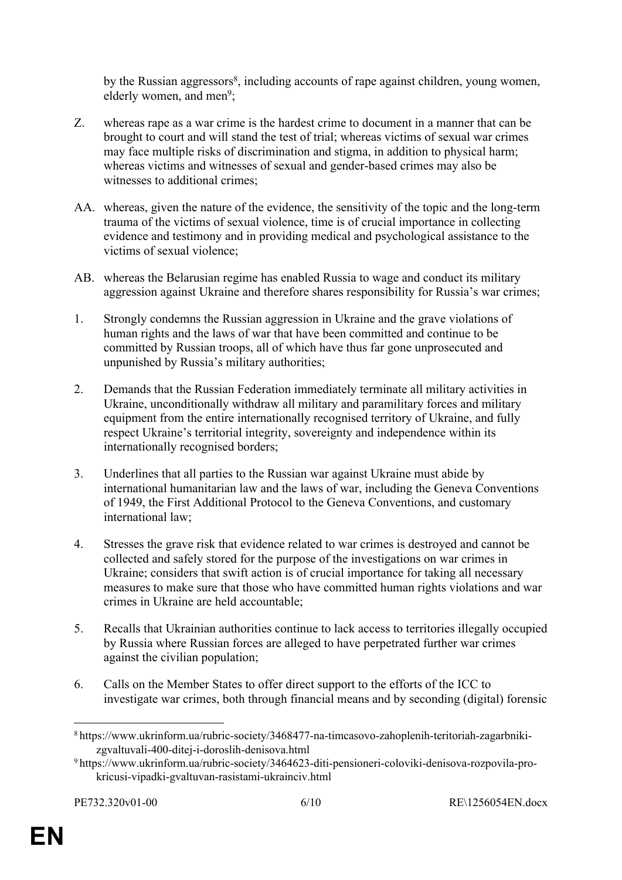by the Russian aggressors[8], including accounts of rape against children, young women, elderly women, and men[9];

Z. whereas rape as a war crime is the hardest crime to document in a manner that can be brought to court and will stand the test of trial; whereas victims of sexual war crimes may face multiple risks of discrimination and stigma, in addition to physical harm; whereas victims and witnesses of sexual and gender-based crimes may also be witnesses to additional crimes;

AA. whereas, given the nature of the evidence, the sensitivity of the topic and the long-term trauma of the victims of sexual violence, time is of crucial importance in collecting evidence and testimony and in providing medical and psychological assistance to the victims of sexual violence;

AB. whereas the Belarusian regime has enabled Russia to wage and conduct its military aggression against Ukraine and therefore shares responsibility for Russia's war crimes;

1. Strongly condemns the Russian aggression in Ukraine and the grave violations of human rights and the laws of war that have been committed and continue to be committed by Russian troops, all of which have thus far gone unprosecuted and unpunished by Russia's military authorities;

2. Demands that the Russian Federation immediately terminate all military activities in Ukraine, unconditionally withdraw all military and paramilitary forces and military equipment from the entire internationally recognised territory of Ukraine, and fully respect Ukraine's territorial integrity, sovereignty and independence within its internationally recognised borders;

3. Underlines that all parties to the Russian war against Ukraine must abide by international humanitarian law and the laws of war, including the Geneva Conventions of 1949, the First Additional Protocol to the Geneva Conventions, and customary international law;

4. Stresses the grave risk that evidence related to war crimes is destroyed and cannot be collected and safely stored for the purpose of the investigations on war crimes in Ukraine; considers that swift action is of crucial importance for taking all necessary measures to make sure that those who have committed human rights violations and war crimes in Ukraine are held accountable;

5. Recalls that Ukrainian authorities continue to lack access to territories illegally occupied by Russia where Russian forces are alleged to have perpetrated further war crimes against the civilian population;

6. Calls on the Member States to offer direct support to the efforts of the ICC to investigate war crimes, both through financial means and by seconding (digital) forensic

---

[8] https://www.ukrinform.ua/rubric-society/3468477-na-timcasovo-zahoplenih-teritoriah-zagarbniki-zgvaltuvali-400-ditej-i-doroslih-denisova.html

[9] https://www.ukrinform.ua/rubric-society/3464623-diti-pensioneri-coloviki-denisova-rozpovila-pro-kricusi-vipadki-gvaltuvan-rasistami-ukrainciv.html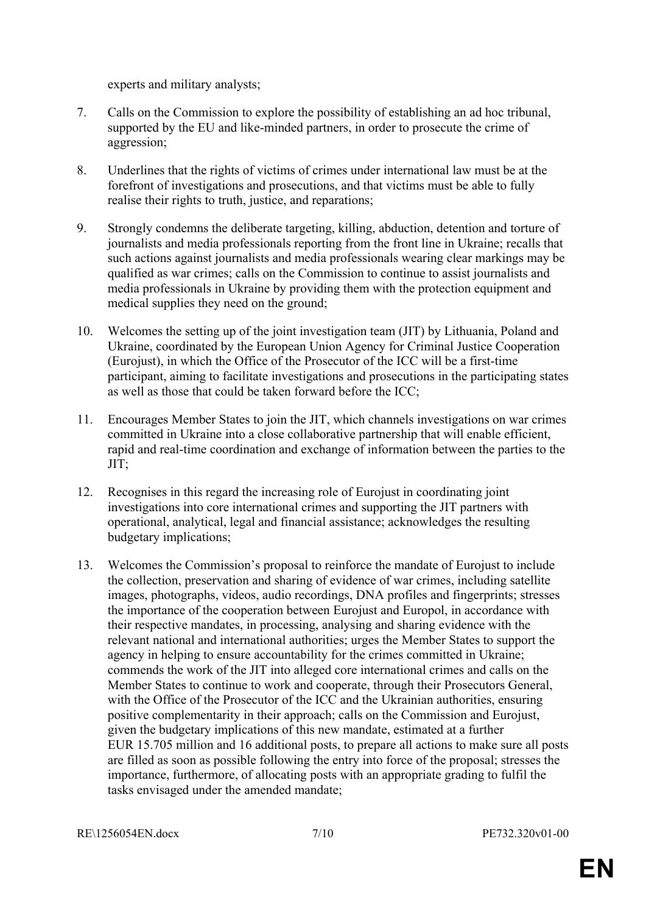experts and military analysts;

7. Calls on the Commission to explore the possibility of establishing an ad hoc tribunal, supported by the EU and like-minded partners, in order to prosecute the crime of aggression;

8. Underlines that the rights of victims of crimes under international law must be at the forefront of investigations and prosecutions, and that victims must be able to fully realise their rights to truth, justice, and reparations;

9. Strongly condemns the deliberate targeting, killing, abduction, detention and torture of journalists and media professionals reporting from the front line in Ukraine; recalls that such actions against journalists and media professionals wearing clear markings may be qualified as war crimes; calls on the Commission to continue to assist journalists and media professionals in Ukraine by providing them with the protection equipment and medical supplies they need on the ground;

10. Welcomes the setting up of the joint investigation team (JIT) by Lithuania, Poland and Ukraine, coordinated by the European Union Agency for Criminal Justice Cooperation (Eurojust), in which the Office of the Prosecutor of the ICC will be a first-time participant, aiming to facilitate investigations and prosecutions in the participating states as well as those that could be taken forward before the ICC;

11. Encourages Member States to join the JIT, which channels investigations on war crimes committed in Ukraine into a close collaborative partnership that will enable efficient, rapid and real-time coordination and exchange of information between the parties to the JIT;

12. Recognises in this regard the increasing role of Eurojust in coordinating joint investigations into core international crimes and supporting the JIT partners with operational, analytical, legal and financial assistance; acknowledges the resulting budgetary implications;

13. Welcomes the Commission's proposal to reinforce the mandate of Eurojust to include the collection, preservation and sharing of evidence of war crimes, including satellite images, photographs, videos, audio recordings, DNA profiles and fingerprints; stresses the importance of the cooperation between Eurojust and Europol, in accordance with their respective mandates, in processing, analysing and sharing evidence with the relevant national and international authorities; urges the Member States to support the agency in helping to ensure accountability for the crimes committed in Ukraine; commends the work of the JIT into alleged core international crimes and calls on the Member States to continue to work and cooperate, through their Prosecutors General, with the Office of the Prosecutor of the ICC and the Ukrainian authorities, ensuring positive complementarity in their approach; calls on the Commission and Eurojust, given the budgetary implications of this new mandate, estimated at a further EUR 15.705 million and 16 additional posts, to prepare all actions to make sure all posts are filled as soon as possible following the entry into force of the proposal; stresses the importance, furthermore, of allocating posts with an appropriate grading to fulfil the tasks envisaged under the amended mandate;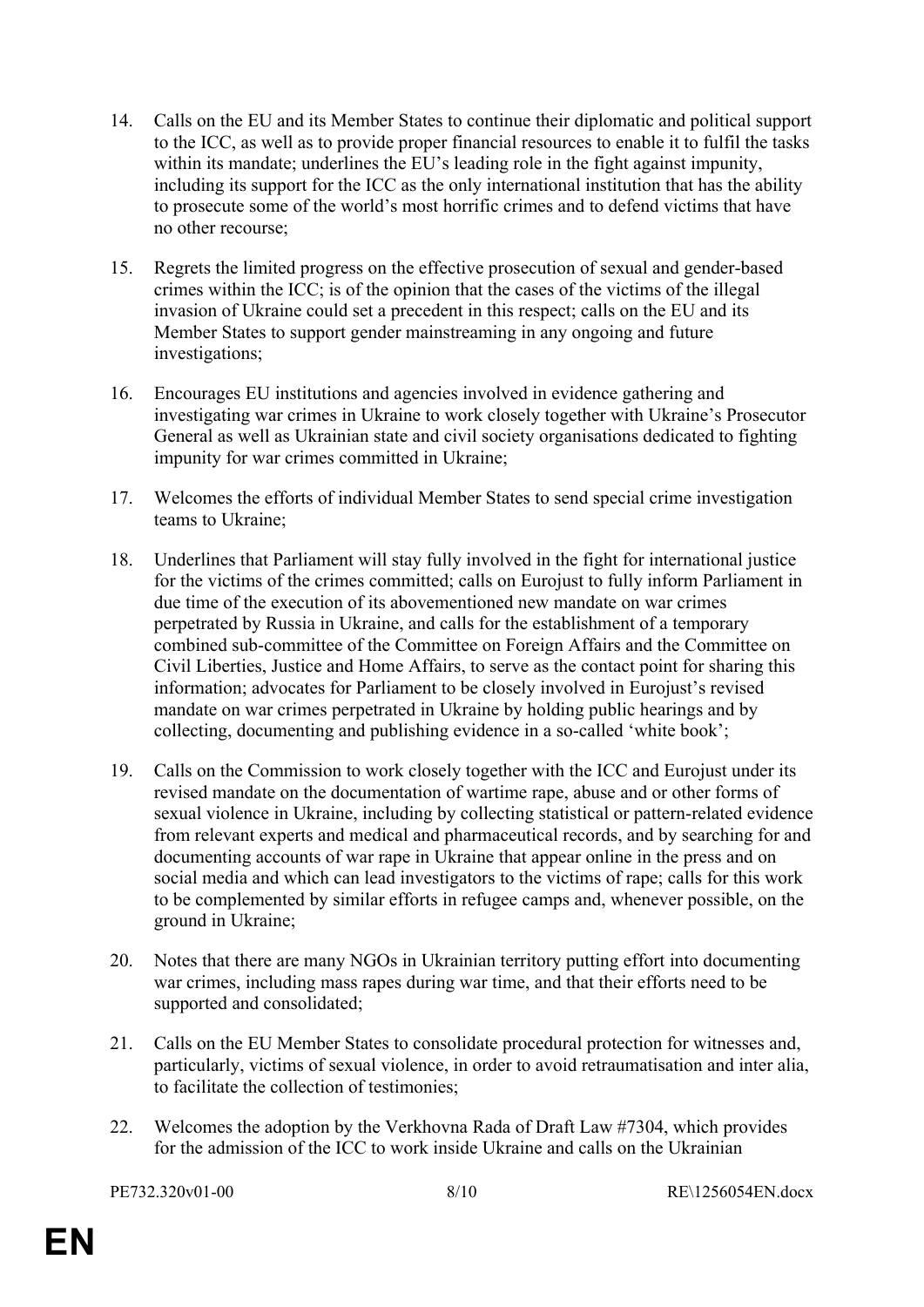14. Calls on the EU and its Member States to continue their diplomatic and political support to the ICC, as well as to provide proper financial resources to enable it to fulfil the tasks within its mandate; underlines the EU's leading role in the fight against impunity, including its support for the ICC as the only international institution that has the ability to prosecute some of the world's most horrific crimes and to defend victims that have no other recourse;

15. Regrets the limited progress on the effective prosecution of sexual and gender-based crimes within the ICC; is of the opinion that the cases of the victims of the illegal invasion of Ukraine could set a precedent in this respect; calls on the EU and its Member States to support gender mainstreaming in any ongoing and future investigations;

16. Encourages EU institutions and agencies involved in evidence gathering and investigating war crimes in Ukraine to work closely together with Ukraine's Prosecutor General as well as Ukrainian state and civil society organisations dedicated to fighting impunity for war crimes committed in Ukraine;

17. Welcomes the efforts of individual Member States to send special crime investigation teams to Ukraine;

18. Underlines that Parliament will stay fully involved in the fight for international justice for the victims of the crimes committed; calls on Eurojust to fully inform Parliament in due time of the execution of its abovementioned new mandate on war crimes perpetrated by Russia in Ukraine, and calls for the establishment of a temporary combined sub-committee of the Committee on Foreign Affairs and the Committee on Civil Liberties, Justice and Home Affairs, to serve as the contact point for sharing this information; advocates for Parliament to be closely involved in Eurojust's revised mandate on war crimes perpetrated in Ukraine by holding public hearings and by collecting, documenting and publishing evidence in a so-called 'white book';

19. Calls on the Commission to work closely together with the ICC and Eurojust under its revised mandate on the documentation of wartime rape, abuse and or other forms of sexual violence in Ukraine, including by collecting statistical or pattern-related evidence from relevant experts and medical and pharmaceutical records, and by searching for and documenting accounts of war rape in Ukraine that appear online in the press and on social media and which can lead investigators to the victims of rape; calls for this work to be complemented by similar efforts in refugee camps and, whenever possible, on the ground in Ukraine;

20. Notes that there are many NGOs in Ukrainian territory putting effort into documenting war crimes, including mass rapes during war time, and that their efforts need to be supported and consolidated;

21. Calls on the EU Member States to consolidate procedural protection for witnesses and, particularly, victims of sexual violence, in order to avoid retraumatisation and inter alia, to facilitate the collection of testimonies;

22. Welcomes the adoption by the Verkhovna Rada of Draft Law #7304, which provides for the admission of the ICC to work inside Ukraine and calls on the Ukrainian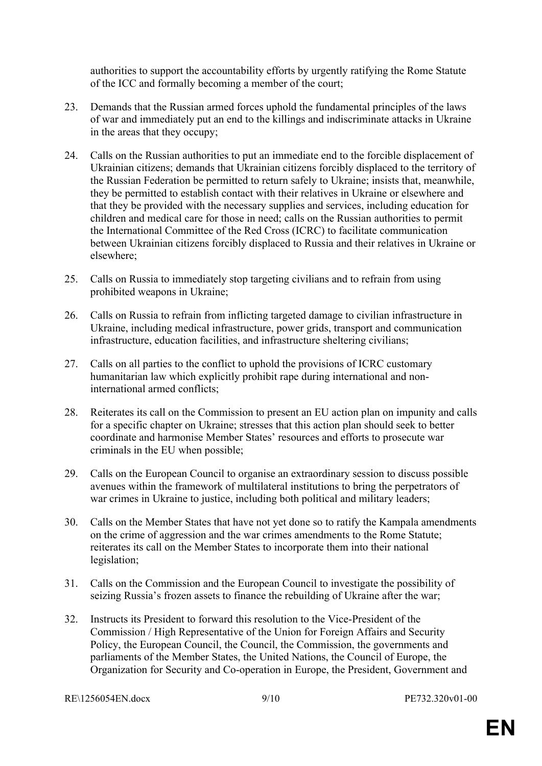authorities to support the accountability efforts by urgently ratifying the Rome Statute of the ICC and formally becoming a member of the court;

23. Demands that the Russian armed forces uphold the fundamental principles of the laws of war and immediately put an end to the killings and indiscriminate attacks in Ukraine in the areas that they occupy;

24. Calls on the Russian authorities to put an immediate end to the forcible displacement of Ukrainian citizens; demands that Ukrainian citizens forcibly displaced to the territory of the Russian Federation be permitted to return safely to Ukraine; insists that, meanwhile, they be permitted to establish contact with their relatives in Ukraine or elsewhere and that they be provided with the necessary supplies and services, including education for children and medical care for those in need; calls on the Russian authorities to permit the International Committee of the Red Cross (ICRC) to facilitate communication between Ukrainian citizens forcibly displaced to Russia and their relatives in Ukraine or elsewhere;

25. Calls on Russia to immediately stop targeting civilians and to refrain from using prohibited weapons in Ukraine;

26. Calls on Russia to refrain from inflicting targeted damage to civilian infrastructure in Ukraine, including medical infrastructure, power grids, transport and communication infrastructure, education facilities, and infrastructure sheltering civilians;

27. Calls on all parties to the conflict to uphold the provisions of ICRC customary humanitarian law which explicitly prohibit rape during international and non-international armed conflicts;

28. Reiterates its call on the Commission to present an EU action plan on impunity and calls for a specific chapter on Ukraine; stresses that this action plan should seek to better coordinate and harmonise Member States' resources and efforts to prosecute war criminals in the EU when possible;

29. Calls on the European Council to organise an extraordinary session to discuss possible avenues within the framework of multilateral institutions to bring the perpetrators of war crimes in Ukraine to justice, including both political and military leaders;

30. Calls on the Member States that have not yet done so to ratify the Kampala amendments on the crime of aggression and the war crimes amendments to the Rome Statute; reiterates its call on the Member States to incorporate them into their national legislation;

31. Calls on the Commission and the European Council to investigate the possibility of seizing Russia's frozen assets to finance the rebuilding of Ukraine after the war;

32. Instructs its President to forward this resolution to the Vice-President of the Commission / High Representative of the Union for Foreign Affairs and Security Policy, the European Council, the Council, the Commission, the governments and parliaments of the Member States, the United Nations, the Council of Europe, the Organization for Security and Co-operation in Europe, the President, Government and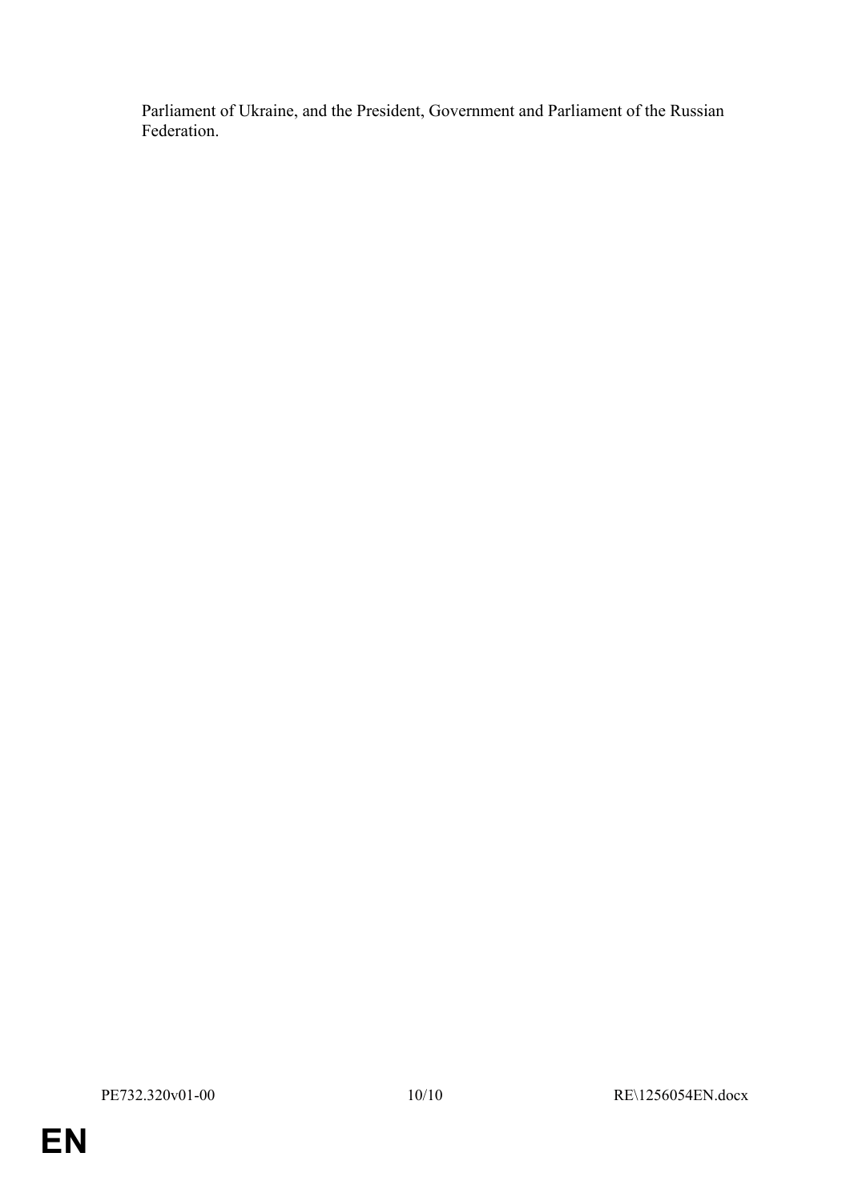Parliament of Ukraine, and the President, Government and Parliament of the Russian Federation.